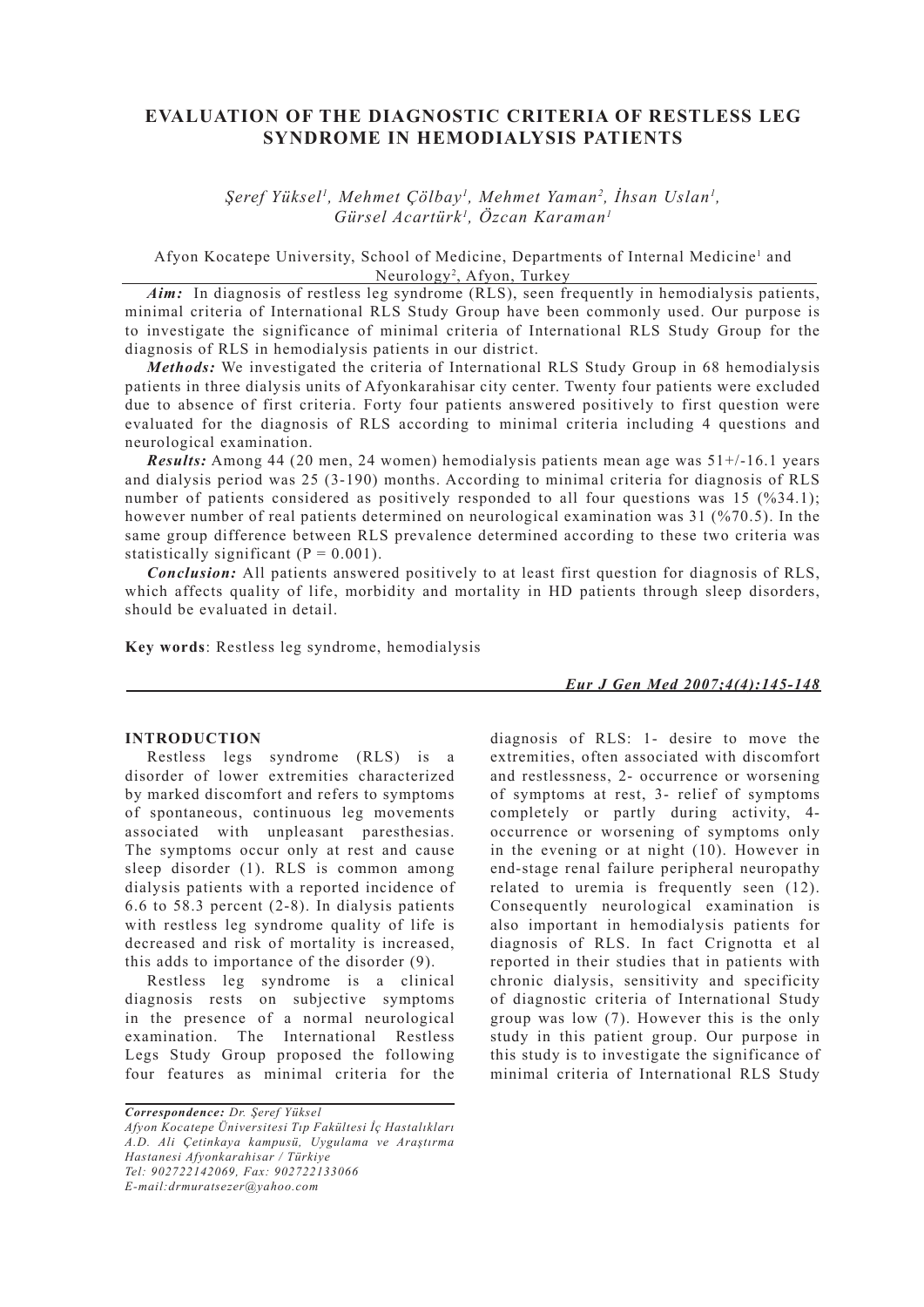# EVALUATION OF THE DIAGNOSTIC CRITERIA OF RESTLESS LEG SYNDROME IN HEMODIALYSIS PATIENTS

*Şeref Yüksel[1], Mehmet Çölbay[1], Mehmet Yaman[2], İhsan Uslan[1], Gürsel Acartürk[1], Özcan Karaman[1]*

Afyon Kocatepe University, School of Medicine, Departments of Internal Medicine[1] and Neurology[2], Afyon, Turkey

***Aim:*** In diagnosis of restless leg syndrome (RLS), seen frequently in hemodialysis patients, minimal criteria of International RLS Study Group have been commonly used. Our purpose is to investigate the significance of minimal criteria of International RLS Study Group for the diagnosis of RLS in hemodialysis patients in our district.

***Methods:*** We investigated the criteria of International RLS Study Group in 68 hemodialysis patients in three dialysis units of Afyonkarahisar city center. Twenty four patients were excluded due to absence of first criteria. Forty four patients answered positively to first question were evaluated for the diagnosis of RLS according to minimal criteria including 4 questions and neurological examination.

***Results:*** Among 44 (20 men, 24 women) hemodialysis patients mean age was 51+/-16.1 years and dialysis period was 25 (3-190) months. According to minimal criteria for diagnosis of RLS number of patients considered as positively responded to all four questions was 15 (%34.1); however number of real patients determined on neurological examination was 31 (%70.5). In the same group difference between RLS prevalence determined according to these two criteria was statistically significant (P = 0.001).

***Conclusion:*** All patients answered positively to at least first question for diagnosis of RLS, which affects quality of life, morbidity and mortality in HD patients through sleep disorders, should be evaluated in detail.

**Key words**: Restless leg syndrome, hemodialysis

## INTRODUCTION

Restless legs syndrome (RLS) is a disorder of lower extremities characterized by marked discomfort and refers to symptoms of spontaneous, continuous leg movements associated with unpleasant paresthesias. The symptoms occur only at rest and cause sleep disorder (1). RLS is common among dialysis patients with a reported incidence of 6.6 to 58.3 percent (2-8). In dialysis patients with restless leg syndrome quality of life is decreased and risk of mortality is increased, this adds to importance of the disorder (9).

Restless leg syndrome is a clinical diagnosis rests on subjective symptoms in the presence of a normal neurological examination. The International Restless Legs Study Group proposed the following four features as minimal criteria for the diagnosis of RLS: 1- desire to move the extremities, often associated with discomfort and restlessness, 2- occurrence or worsening of symptoms at rest, 3- relief of symptoms completely or partly during activity, 4- occurrence or worsening of symptoms only in the evening or at night (10). However in end-stage renal failure peripheral neuropathy related to uremia is frequently seen (12). Consequently neurological examination is also important in hemodialysis patients for diagnosis of RLS. In fact Crignotta et al reported in their studies that in patients with chronic dialysis, sensitivity and specificity of diagnostic criteria of International Study group was low (7). However this is the only study in this patient group. Our purpose in this study is to investigate the significance of minimal criteria of International RLS Study

*Correspondence: Dr. Şeref Yüksel*
*Afyon Kocatepe Üniversitesi Tıp Fakültesi İç Hastalıkları A.D. Ali Çetinkaya kampusü, Uygulama ve Araştırma Hastanesi Afyonkarahisar / Türkiye*
*Tel: 902722142069, Fax: 902722133066*
*E-mail:drmuratsezer@yahoo.com*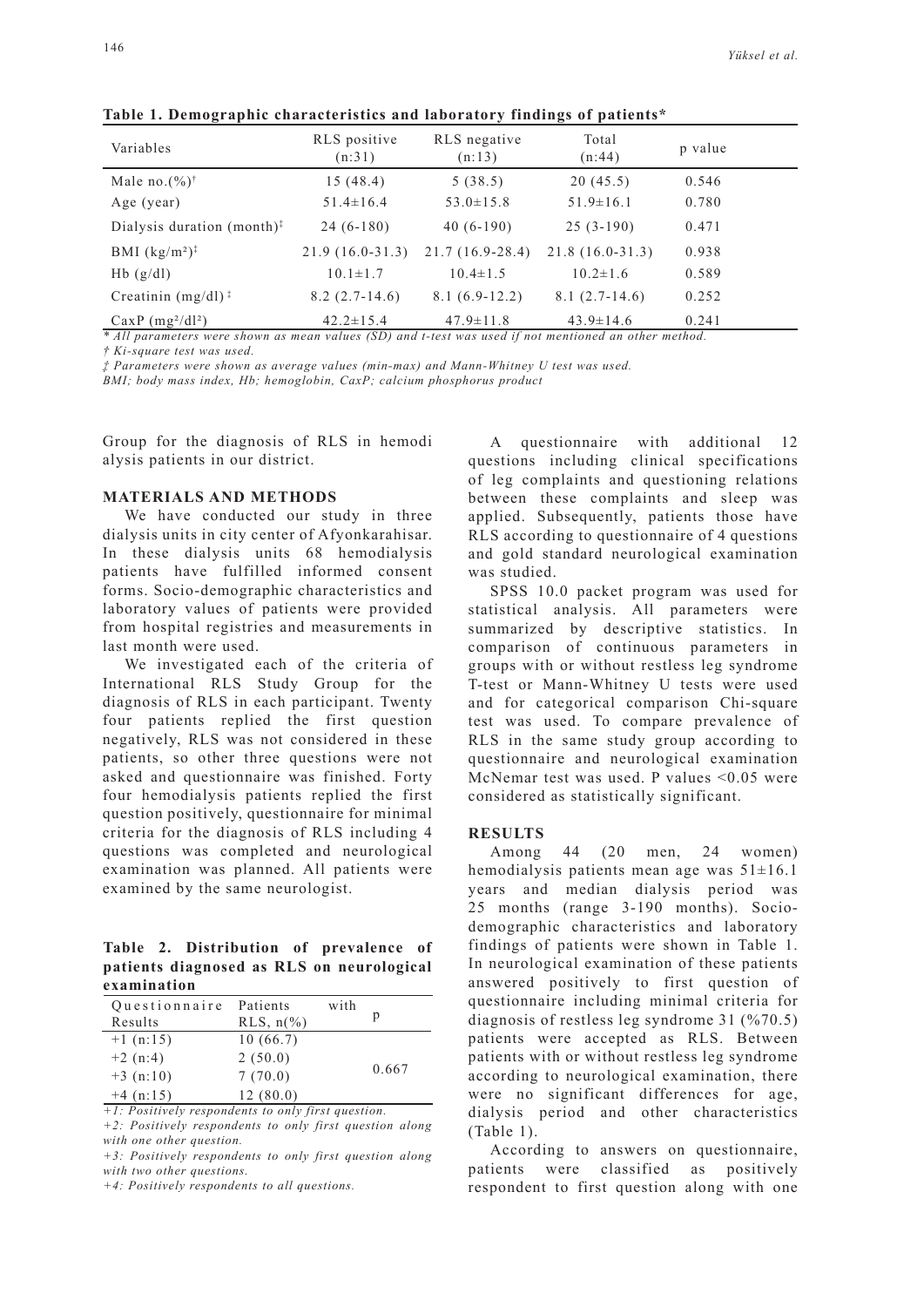**Table 1. Demographic characteristics and laboratory findings of patients***

| Variables | RLS positive (n:31) | RLS negative (n:13) | Total (n:44) | p value |
|---|---|---|---|---|
| Male no.(%)† | 15 (48.4) | 5 (38.5) | 20 (45.5) | 0.546 |
| Age (year) | 51.4±16.4 | 53.0±15.8 | 51.9±16.1 | 0.780 |
| Dialysis duration (month)‡ | 24 (6-180) | 40 (6-190) | 25 (3-190) | 0.471 |
| BMI ($kg/m^2$)‡ | 21.9 (16.0-31.3) | 21.7 (16.9-28.4) | 21.8 (16.0-31.3) | 0.938 |
| Hb (g/dl) | 10.1±1.7 | 10.4±1.5 | 10.2±1.6 | 0.589 |
| Creatinin (mg/dl) ‡ | 8.2 (2.7-14.6) | 8.1 (6.9-12.2) | 8.1 (2.7-14.6) | 0.252 |
| CaxP ($mg^2/dl^2$) | 42.2±15.4 | 47.9±11.8 | 43.9±14.6 | 0.241 |

*\* All parameters were shown as mean values (SD) and t-test was used if not mentioned an other method.*
*† Ki-square test was used.*
*‡ Parameters were shown as average values (min-max) and Mann-Whitney U test was used.*
*BMI; body mass index, Hb; hemoglobin, CaxP; calcium phosphorus product*

Group for the diagnosis of RLS in hemodialysis patients in our district.

## MATERIALS AND METHODS

We have conducted our study in three dialysis units in city center of Afyonkarahisar. In these dialysis units 68 hemodialysis patients have fulfilled informed consent forms. Socio-demographic characteristics and laboratory values of patients were provided from hospital registries and measurements in last month were used.

We investigated each of the criteria of International RLS Study Group for the diagnosis of RLS in each participant. Twenty four patients replied the first question negatively, RLS was not considered in these patients, so other three questions were not asked and questionnaire was finished. Forty four hemodialysis patients replied the first question positively, questionnaire for minimal criteria for the diagnosis of RLS including 4 questions was completed and neurological examination was planned. All patients were examined by the same neurologist.

**Table 2. Distribution of prevalence of patients diagnosed as RLS on neurological examination**

| Questionnaire Results | Patients with RLS, n(%) | p |
|---|---|---|
| +1 (n:15) | 10 (66.7) | 0.667 |
| +2 (n:4) | 2 (50.0) | |
| +3 (n:10) | 7 (70.0) | |
| +4 (n:15) | 12 (80.0) | |

*+1: Positively respondents to only first question.*
*+2: Positively respondents to only first question along with one other question.*
*+3: Positively respondents to only first question along with two other questions.*
*+4: Positively respondents to all questions.*

A questionnaire with additional 12 questions including clinical specifications of leg complaints and questioning relations between these complaints and sleep was applied. Subsequently, patients those have RLS according to questionnaire of 4 questions and gold standard neurological examination was studied.

SPSS 10.0 packet program was used for statistical analysis. All parameters were summarized by descriptive statistics. In comparison of continuous parameters in groups with or without restless leg syndrome T-test or Mann-Whitney U tests were used and for categorical comparison Chi-square test was used. To compare prevalence of RLS in the same study group according to questionnaire and neurological examination McNemar test was used. P values <0.05 were considered as statistically significant.

## RESULTS

Among 44 (20 men, 24 women) hemodialysis patients mean age was 51±16.1 years and median dialysis period was 25 months (range 3-190 months). Socio-demographic characteristics and laboratory findings of patients were shown in Table 1. In neurological examination of these patients answered positively to first question of questionnaire including minimal criteria for diagnosis of restless leg syndrome 31 (%70.5) patients were accepted as RLS. Between patients with or without restless leg syndrome according to neurological examination, there were no significant differences for age, dialysis period and other characteristics (Table 1).

According to answers on questionnaire, patients were classified as positively respondent to first question along with one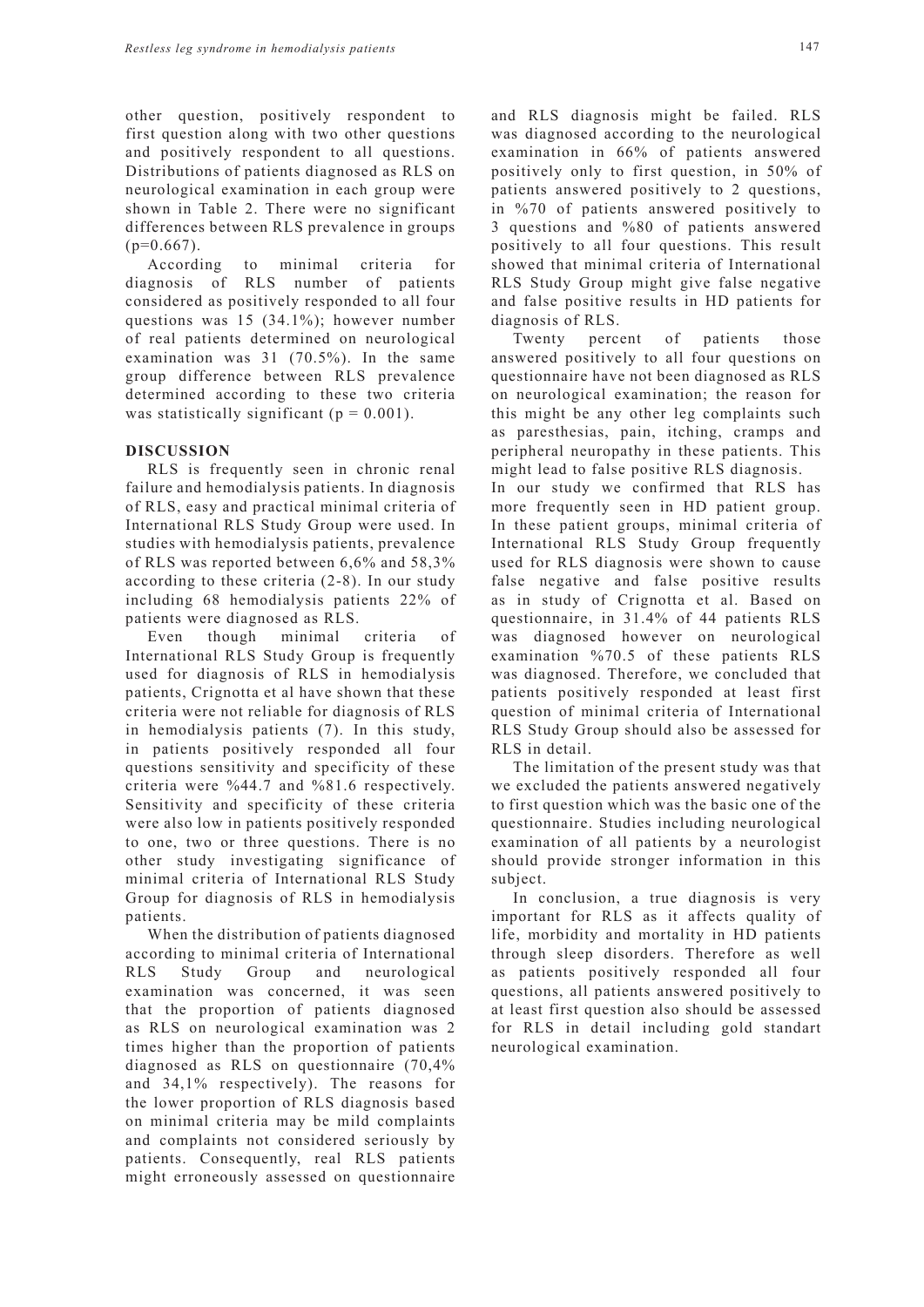other question, positively respondent to first question along with two other questions and positively respondent to all questions. Distributions of patients diagnosed as RLS on neurological examination in each group were shown in Table 2. There were no significant differences between RLS prevalence in groups ($p=0.667$).

According to minimal criteria for diagnosis of RLS number of patients considered as positively responded to all four questions was 15 (34.1%); however number of real patients determined on neurological examination was 31 (70.5%). In the same group difference between RLS prevalence determined according to these two criteria was statistically significant ($p = 0.001$).

## DISCUSSION

RLS is frequently seen in chronic renal failure and hemodialysis patients. In diagnosis of RLS, easy and practical minimal criteria of International RLS Study Group were used. In studies with hemodialysis patients, prevalence of RLS was reported between 6,6% and 58,3% according to these criteria (2-8). In our study including 68 hemodialysis patients 22% of patients were diagnosed as RLS.

Even though minimal criteria of International RLS Study Group is frequently used for diagnosis of RLS in hemodialysis patients, Crignotta et al have shown that these criteria were not reliable for diagnosis of RLS in hemodialysis patients (7). In this study, in patients positively responded all four questions sensitivity and specificity of these criteria were %44.7 and %81.6 respectively. Sensitivity and specificity of these criteria were also low in patients positively responded to one, two or three questions. There is no other study investigating significance of minimal criteria of International RLS Study Group for diagnosis of RLS in hemodialysis patients.

When the distribution of patients diagnosed according to minimal criteria of International RLS Study Group and neurological examination was concerned, it was seen that the proportion of patients diagnosed as RLS on neurological examination was 2 times higher than the proportion of patients diagnosed as RLS on questionnaire (70,4% and 34,1% respectively). The reasons for the lower proportion of RLS diagnosis based on minimal criteria may be mild complaints and complaints not considered seriously by patients. Consequently, real RLS patients might erroneously assessed on questionnaire and RLS diagnosis might be failed. RLS was diagnosed according to the neurological examination in 66% of patients answered positively only to first question, in 50% of patients answered positively to 2 questions, in %70 of patients answered positively to 3 questions and %80 of patients answered positively to all four questions. This result showed that minimal criteria of International RLS Study Group might give false negative and false positive results in HD patients for diagnosis of RLS.

Twenty percent of patients those answered positively to all four questions on questionnaire have not been diagnosed as RLS on neurological examination; the reason for this might be any other leg complaints such as paresthesias, pain, itching, cramps and peripheral neuropathy in these patients. This might lead to false positive RLS diagnosis.

In our study we confirmed that RLS has more frequently seen in HD patient group. In these patient groups, minimal criteria of International RLS Study Group frequently used for RLS diagnosis were shown to cause false negative and false positive results as in study of Crignotta et al. Based on questionnaire, in 31.4% of 44 patients RLS was diagnosed however on neurological examination %70.5 of these patients RLS was diagnosed. Therefore, we concluded that patients positively responded at least first question of minimal criteria of International RLS Study Group should also be assessed for RLS in detail.

The limitation of the present study was that we excluded the patients answered negatively to first question which was the basic one of the questionnaire. Studies including neurological examination of all patients by a neurologist should provide stronger information in this subject.

In conclusion, a true diagnosis is very important for RLS as it affects quality of life, morbidity and mortality in HD patients through sleep disorders. Therefore as well as patients positively responded all four questions, all patients answered positively to at least first question also should be assessed for RLS in detail including gold standart neurological examination.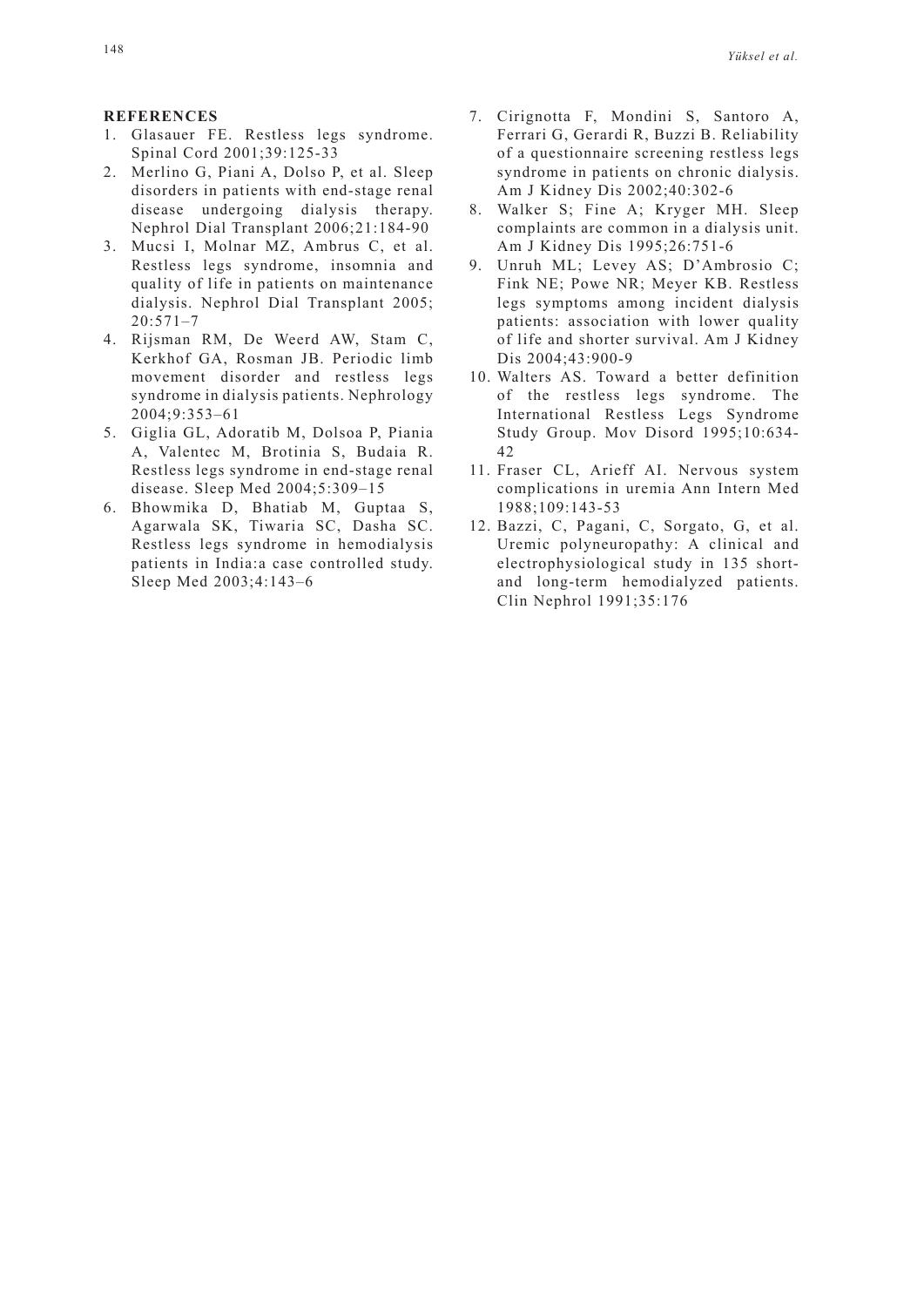## REFERENCES

1. Glasauer FE. Restless legs syndrome. Spinal Cord 2001;39:125-33
2. Merlino G, Piani A, Dolso P, et al. Sleep disorders in patients with end-stage renal disease undergoing dialysis therapy. Nephrol Dial Transplant 2006;21:184-90
3. Mucsi I, Molnar MZ, Ambrus C, et al. Restless legs syndrome, insomnia and quality of life in patients on maintenance dialysis. Nephrol Dial Transplant 2005; 20:571–7
4. Rijsman RM, De Weerd AW, Stam C, Kerkhof GA, Rosman JB. Periodic limb movement disorder and restless legs syndrome in dialysis patients. Nephrology 2004;9:353–61
5. Giglia GL, Adoratib M, Dolsoa P, Piania A, Valentec M, Brotinia S, Budaia R. Restless legs syndrome in end-stage renal disease. Sleep Med 2004;5:309–15
6. Bhowmika D, Bhatiab M, Guptaa S, Agarwala SK, Tiwaria SC, Dasha SC. Restless legs syndrome in hemodialysis patients in India:a case controlled study. Sleep Med 2003;4:143–6
7. Cirignotta F, Mondini S, Santoro A, Ferrari G, Gerardi R, Buzzi B. Reliability of a questionnaire screening restless legs syndrome in patients on chronic dialysis. Am J Kidney Dis 2002;40:302-6
8. Walker S; Fine A; Kryger MH. Sleep complaints are common in a dialysis unit. Am J Kidney Dis 1995;26:751-6
9. Unruh ML; Levey AS; D'Ambrosio C; Fink NE; Powe NR; Meyer KB. Restless legs symptoms among incident dialysis patients: association with lower quality of life and shorter survival. Am J Kidney Dis 2004;43:900-9
10. Walters AS. Toward a better definition of the restless legs syndrome. The International Restless Legs Syndrome Study Group. Mov Disord 1995;10:634-42
11. Fraser CL, Arieff AI. Nervous system complications in uremia Ann Intern Med 1988;109:143-53
12. Bazzi, C, Pagani, C, Sorgato, G, et al. Uremic polyneuropathy: A clinical and electrophysiological study in 135 short- and long-term hemodialyzed patients. Clin Nephrol 1991;35:176